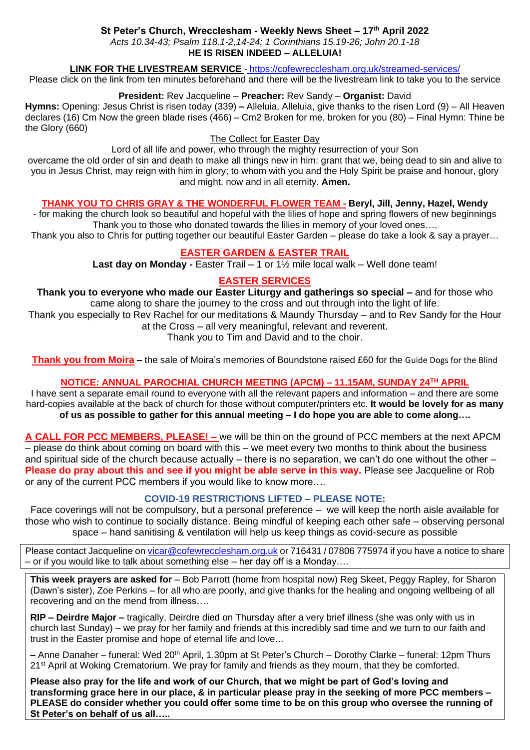# St Peter's Church, Wrecclesham - Weekly News Sheet – 17th April 2022

*Acts 10.34-43; Psalm 118.1-2,14-24; 1 Corinthians 15.19-26; John 20.1-18*

**HE IS RISEN INDEED – ALLELUIA!**

**LINK FOR THE LIVESTREAM SERVICE** - https://cofewrecclesham.org.uk/streamed-services/

Please click on the link from ten minutes beforehand and there will be the livestream link to take you to the service

**President:** Rev Jacqueline – **Preacher:** Rev Sandy – **Organist:** David

**Hymns:** Opening: Jesus Christ is risen today (339) **–** Alleluia, Alleluia, give thanks to the risen Lord (9) – All Heaven declares (16) Cm Now the green blade rises (466) – Cm2 Broken for me, broken for you (80) – Final Hymn: Thine be the Glory (660)

The Collect for Easter Day

Lord of all life and power, who through the mighty resurrection of your Son overcame the old order of sin and death to make all things new in him: grant that we, being dead to sin and alive to you in Jesus Christ, may reign with him in glory; to whom with you and the Holy Spirit be praise and honour, glory and might, now and in all eternity. **Amen.**

**THANK YOU TO CHRIS GRAY & THE WONDERFUL FLOWER TEAM - Beryl, Jill, Jenny, Hazel, Wendy** - for making the church look so beautiful and hopeful with the lilies of hope and spring flowers of new beginnings Thank you to those who donated towards the lilies in memory of your loved ones….

Thank you also to Chris for putting together our beautiful Easter Garden – please do take a look & say a prayer…

**EASTER GARDEN & EASTER TRAIL**

**Last day on Monday -** Easter Trail – 1 or 1½ mile local walk – Well done team!

**EASTER SERVICES**

**Thank you to everyone who made our Easter Liturgy and gatherings so special –** and for those who came along to share the journey to the cross and out through into the light of life.

Thank you especially to Rev Rachel for our meditations & Maundy Thursday – and to Rev Sandy for the Hour at the Cross – all very meaningful, relevant and reverent.

Thank you to Tim and David and to the choir.

**Thank you from Moira –** the sale of Moira's memories of Boundstone raised £60 for the Guide Dogs for the Blind

**NOTICE: ANNUAL PAROCHIAL CHURCH MEETING (APCM) – 11.15AM, SUNDAY 24TH APRIL**

I have sent a separate email round to everyone with all the relevant papers and information – and there are some hard-copies available at the back of church for those without computer/printers etc. **It would be lovely for as many of us as possible to gather for this annual meeting – I do hope you are able to come along….**

**A CALL FOR PCC MEMBERS, PLEASE! –** we will be thin on the ground of PCC members at the next APCM – please do think about coming on board with this – we meet every two months to think about the business and spiritual side of the church because actually – there is no separation, we can't do one without the other – **Please do pray about this and see if you might be able serve in this way.** Please see Jacqueline or Rob or any of the current PCC members if you would like to know more….

**COVID-19 RESTRICTIONS LIFTED – PLEASE NOTE:**

Face coverings will not be compulsory, but a personal preference – we will keep the north aisle available for those who wish to continue to socially distance. Being mindful of keeping each other safe – observing personal space – hand sanitising & ventilation will help us keep things as covid-secure as possible

Please contact Jacqueline on vicar@cofewrecclesham.org.uk or 716431 / 07806 775974 if you have a notice to share – or if you would like to talk about something else – her day off is a Monday….

**This week prayers are asked for** – Bob Parrott (home from hospital now) Reg Skeet, Peggy Rapley, for Sharon (Dawn's sister), Zoe Perkins – for all who are poorly, and give thanks for the healing and ongoing wellbeing of all recovering and on the mend from illness….

**RIP – Deirdre Major –** tragically, Deirdre died on Thursday after a very brief illness (she was only with us in church last Sunday) – we pray for her family and friends at this incredibly sad time and we turn to our faith and trust in the Easter promise and hope of eternal life and love…

**–** Anne Danaher – funeral: Wed 20th April, 1.30pm at St Peter's Church – Dorothy Clarke – funeral: 12pm Thurs 21st April at Woking Crematorium. We pray for family and friends as they mourn, that they be comforted.

**Please also pray for the life and work of our Church, that we might be part of God's loving and transforming grace here in our place, & in particular please pray in the seeking of more PCC members – PLEASE do consider whether you could offer some time to be on this group who oversee the running of St Peter's on behalf of us all…..**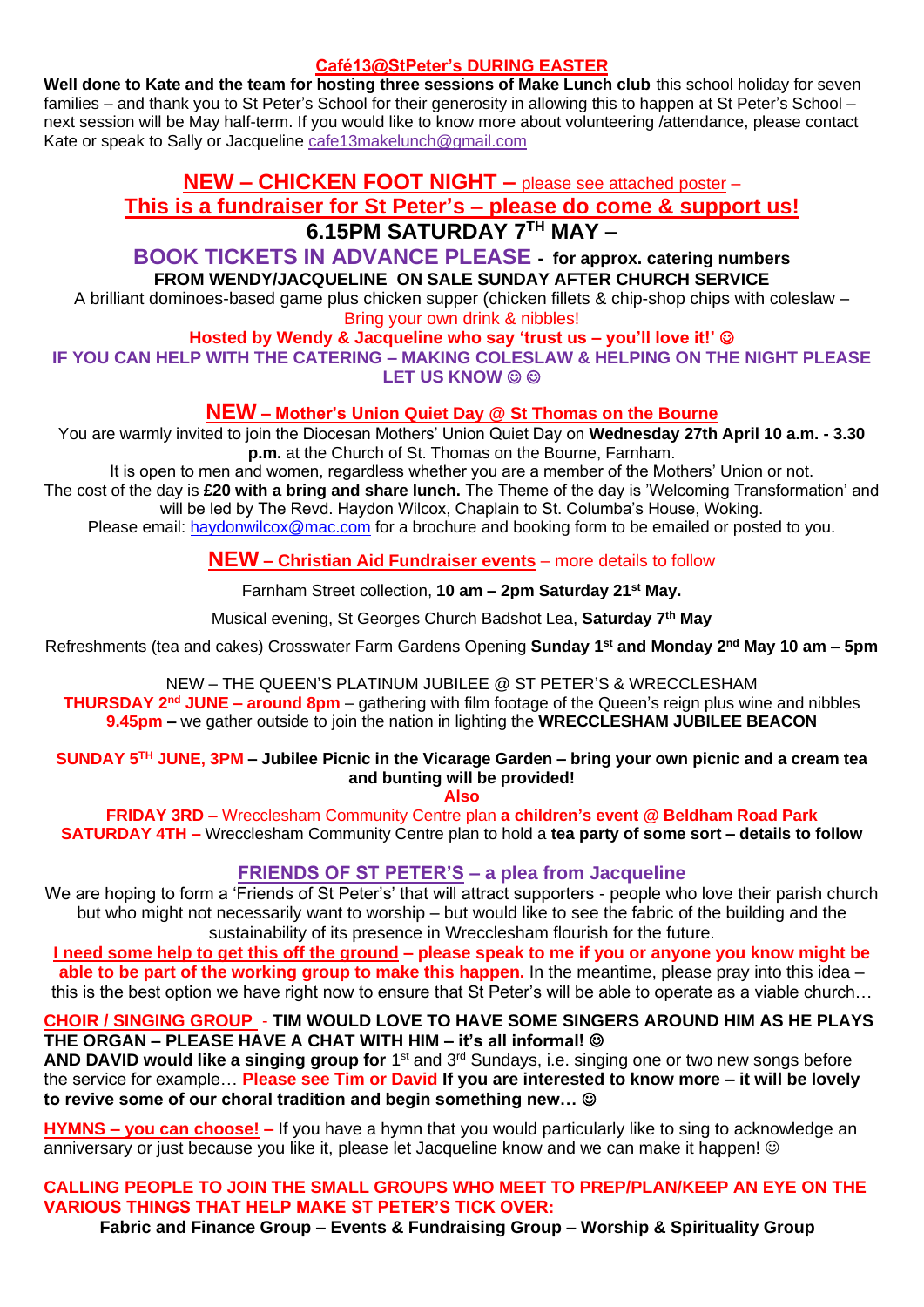## Café13@StPeter's DURING EASTER

**Well done to Kate and the team for hosting three sessions of Make Lunch club** this school holiday for seven families – and thank you to St Peter's School for their generosity in allowing this to happen at St Peter's School – next session will be May half-term. If you would like to know more about volunteering /attendance, please contact Kate or speak to Sally or Jacqueline cafe13makelunch@gmail.com

## NEW – CHICKEN FOOT NIGHT – please see attached poster –

## This is a fundraiser for St Peter's – please do come & support us!

## 6.15PM SATURDAY 7TH MAY –

**BOOK TICKETS IN ADVANCE PLEASE - for approx. catering numbers**

**FROM WENDY/JACQUELINE ON SALE SUNDAY AFTER CHURCH SERVICE**

A brilliant dominoes-based game plus chicken supper (chicken fillets & chip-shop chips with coleslaw – Bring your own drink & nibbles!

**Hosted by Wendy & Jacqueline who say 'trust us – you'll love it!' ☺**

**IF YOU CAN HELP WITH THE CATERING – MAKING COLESLAW & HELPING ON THE NIGHT PLEASE LET US KNOW ☺ ☺**

### NEW – Mother's Union Quiet Day @ St Thomas on the Bourne

You are warmly invited to join the Diocesan Mothers' Union Quiet Day on **Wednesday 27th April 10 a.m. - 3.30 p.m.** at the Church of St. Thomas on the Bourne, Farnham.

It is open to men and women, regardless whether you are a member of the Mothers' Union or not.

The cost of the day is **£20 with a bring and share lunch.** The Theme of the day is 'Welcoming Transformation' and will be led by The Revd. Haydon Wilcox, Chaplain to St. Columba's House, Woking.

Please email: haydonwilcox@mac.com for a brochure and booking form to be emailed or posted to you.

### NEW – Christian Aid Fundraiser events – more details to follow

Farnham Street collection, **10 am – 2pm Saturday 21st May.**

Musical evening, St Georges Church Badshot Lea, **Saturday 7th May**

Refreshments (tea and cakes) Crosswater Farm Gardens Opening **Sunday 1st and Monday 2nd May 10 am – 5pm**

NEW – THE QUEEN'S PLATINUM JUBILEE @ ST PETER'S & WRECCLESHAM

**THURSDAY 2nd JUNE – around 8pm** – gathering with film footage of the Queen's reign plus wine and nibbles

**9.45pm –** we gather outside to join the nation in lighting the **WRECCLESHAM JUBILEE BEACON**

**SUNDAY 5TH JUNE, 3PM – Jubilee Picnic in the Vicarage Garden – bring your own picnic and a cream tea and bunting will be provided!**

**Also**

**FRIDAY 3RD –** Wrecclesham Community Centre plan **a children's event @ Beldham Road Park**

**SATURDAY 4TH –** Wrecclesham Community Centre plan to hold a **tea party of some sort – details to follow**

### FRIENDS OF ST PETER'S – a plea from Jacqueline

We are hoping to form a 'Friends of St Peter's' that will attract supporters - people who love their parish church but who might not necessarily want to worship – but would like to see the fabric of the building and the sustainability of its presence in Wrecclesham flourish for the future.

**I need some help to get this off the ground – please speak to me if you or anyone you know might be able to be part of the working group to make this happen.** In the meantime, please pray into this idea – this is the best option we have right now to ensure that St Peter's will be able to operate as a viable church…

**CHOIR / SINGING GROUP - TIM WOULD LOVE TO HAVE SOME SINGERS AROUND HIM AS HE PLAYS THE ORGAN – PLEASE HAVE A CHAT WITH HIM – it's all informal! ☺**

**AND DAVID would like a singing group for** 1st and 3rd Sundays, i.e. singing one or two new songs before the service for example… **Please see Tim or David If you are interested to know more – it will be lovely to revive some of our choral tradition and begin something new… ☺**

**HYMNS – you can choose! –** If you have a hymn that you would particularly like to sing to acknowledge an anniversary or just because you like it, please let Jacqueline know and we can make it happen! ☺

**CALLING PEOPLE TO JOIN THE SMALL GROUPS WHO MEET TO PREP/PLAN/KEEP AN EYE ON THE VARIOUS THINGS THAT HELP MAKE ST PETER'S TICK OVER:**

**Fabric and Finance Group – Events & Fundraising Group – Worship & Spirituality Group**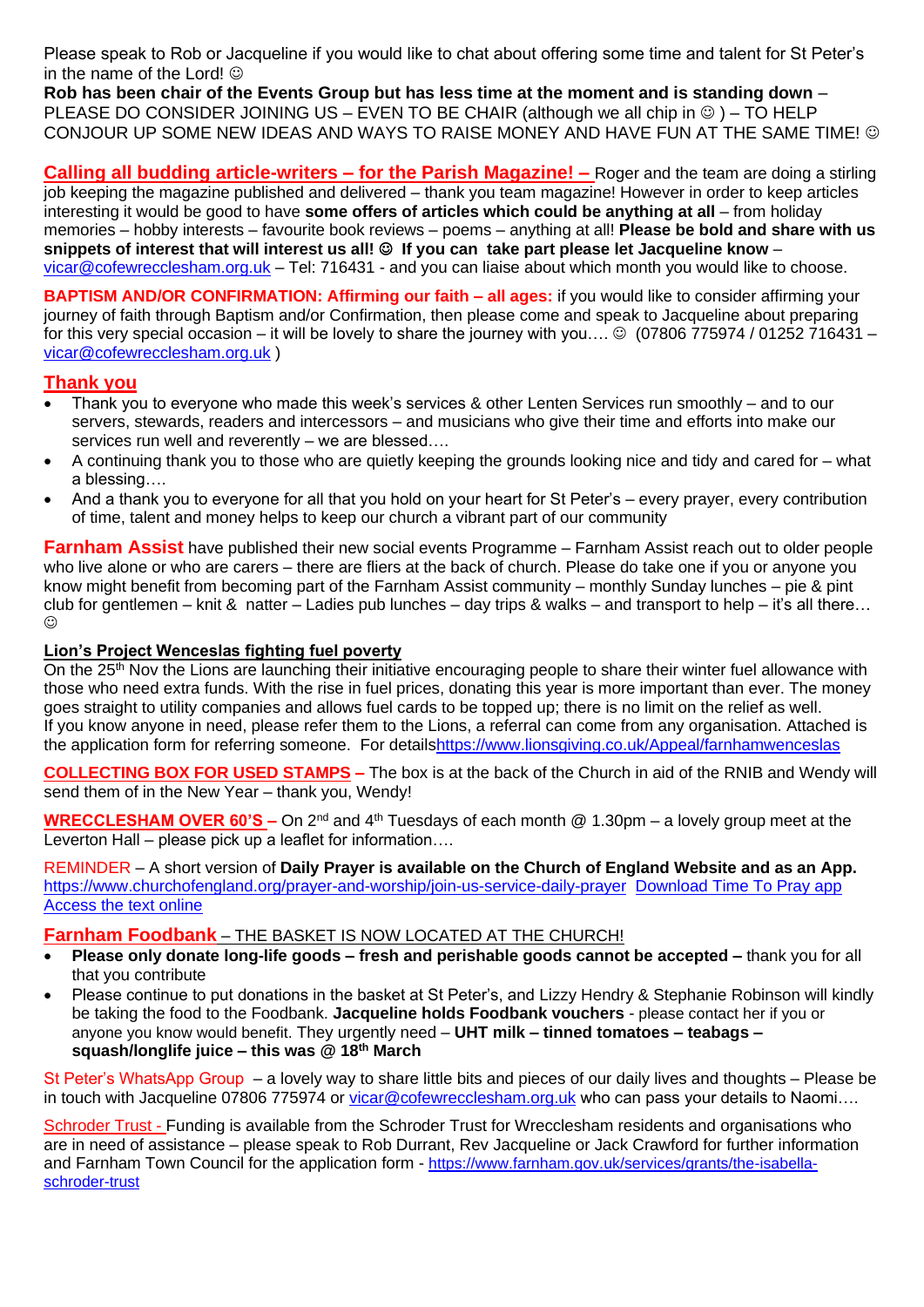Please speak to Rob or Jacqueline if you would like to chat about offering some time and talent for St Peter's in the name of the Lord! ☺

**Rob has been chair of the Events Group but has less time at the moment and is standing down** – PLEASE DO CONSIDER JOINING US – EVEN TO BE CHAIR (although we all chip in ☺ ) – TO HELP CONJOUR UP SOME NEW IDEAS AND WAYS TO RAISE MONEY AND HAVE FUN AT THE SAME TIME! ☺

**Calling all budding article-writers – for the Parish Magazine! –** Roger and the team are doing a stirling job keeping the magazine published and delivered – thank you team magazine! However in order to keep articles interesting it would be good to have **some offers of articles which could be anything at all** – from holiday memories – hobby interests – favourite book reviews – poems – anything at all! **Please be bold and share with us snippets of interest that will interest us all! ☺ If you can take part please let Jacqueline know** – vicar@cofewrecclesham.org.uk – Tel: 716431 - and you can liaise about which month you would like to choose.

**BAPTISM AND/OR CONFIRMATION: Affirming our faith – all ages:** if you would like to consider affirming your journey of faith through Baptism and/or Confirmation, then please come and speak to Jacqueline about preparing for this very special occasion – it will be lovely to share the journey with you…. ☺ (07806 775974 / 01252 716431 – vicar@cofewrecclesham.org.uk )

## Thank you

- Thank you to everyone who made this week's services & other Lenten Services run smoothly – and to our servers, stewards, readers and intercessors – and musicians who give their time and efforts into make our services run well and reverently – we are blessed….
- A continuing thank you to those who are quietly keeping the grounds looking nice and tidy and cared for – what a blessing….
- And a thank you to everyone for all that you hold on your heart for St Peter's – every prayer, every contribution of time, talent and money helps to keep our church a vibrant part of our community

**Farnham Assist** have published their new social events Programme – Farnham Assist reach out to older people who live alone or who are carers – there are fliers at the back of church. Please do take one if you or anyone you know might benefit from becoming part of the Farnham Assist community – monthly Sunday lunches – pie & pint club for gentlemen – knit & natter – Ladies pub lunches – day trips & walks – and transport to help – it's all there… ☺

**Lion's Project Wenceslas fighting fuel poverty**

On the 25th Nov the Lions are launching their initiative encouraging people to share their winter fuel allowance with those who need extra funds. With the rise in fuel prices, donating this year is more important than ever. The money goes straight to utility companies and allows fuel cards to be topped up; there is no limit on the relief as well.
If you know anyone in need, please refer them to the Lions, a referral can come from any organisation. Attached is the application form for referring someone. For detailshttps://www.lionsgiving.co.uk/Appeal/farnhamwenceslas

**COLLECTING BOX FOR USED STAMPS –** The box is at the back of the Church in aid of the RNIB and Wendy will send them of in the New Year – thank you, Wendy!

**WRECCLESHAM OVER 60'S –** On 2nd and 4th Tuesdays of each month @ 1.30pm – a lovely group meet at the Leverton Hall – please pick up a leaflet for information….

REMINDER – A short version of **Daily Prayer is available on the Church of England Website and as an App.** https://www.churchofengland.org/prayer-and-worship/join-us-service-daily-prayer Download Time To Pray app Access the text online

**Farnham Foodbank** – THE BASKET IS NOW LOCATED AT THE CHURCH!

- **Please only donate long-life goods – fresh and perishable goods cannot be accepted –** thank you for all that you contribute
- Please continue to put donations in the basket at St Peter's, and Lizzy Hendry & Stephanie Robinson will kindly be taking the food to the Foodbank. **Jacqueline holds Foodbank vouchers** - please contact her if you or anyone you know would benefit. They urgently need – **UHT milk – tinned tomatoes – teabags – squash/longlife juice – this was @ 18th March**

St Peter's WhatsApp Group – a lovely way to share little bits and pieces of our daily lives and thoughts – Please be in touch with Jacqueline 07806 775974 or vicar@cofewrecclesham.org.uk who can pass your details to Naomi….

Schroder Trust - Funding is available from the Schroder Trust for Wrecclesham residents and organisations who are in need of assistance – please speak to Rob Durrant, Rev Jacqueline or Jack Crawford for further information and Farnham Town Council for the application form - https://www.farnham.gov.uk/services/grants/the-isabella-schroder-trust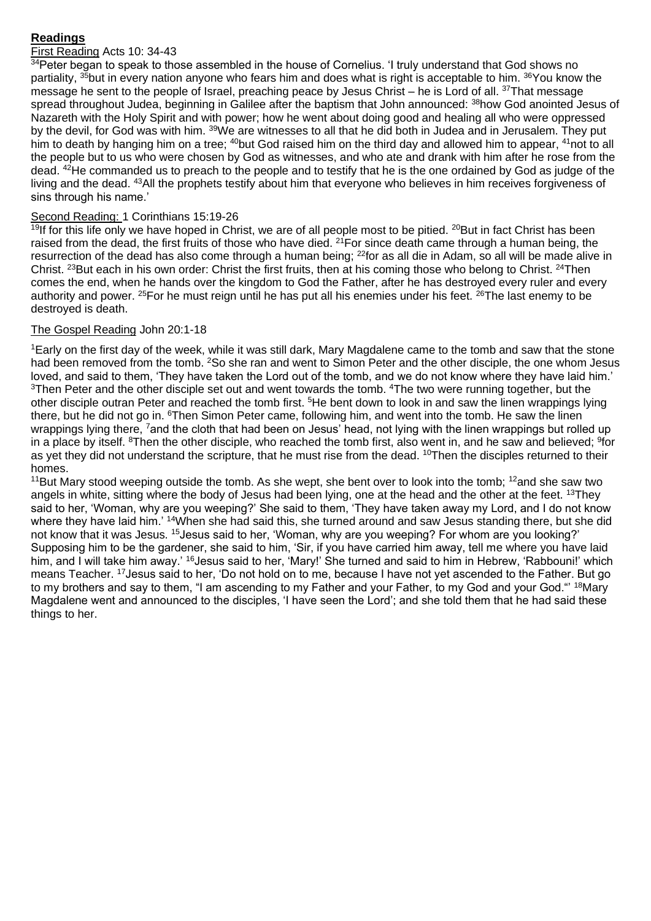## **Readings**

First Reading Acts 10: 34-43

[34]Peter began to speak to those assembled in the house of Cornelius. 'I truly understand that God shows no partiality, [35]but in every nation anyone who fears him and does what is right is acceptable to him. [36]You know the message he sent to the people of Israel, preaching peace by Jesus Christ – he is Lord of all. [37]That message spread throughout Judea, beginning in Galilee after the baptism that John announced: [38]how God anointed Jesus of Nazareth with the Holy Spirit and with power; how he went about doing good and healing all who were oppressed by the devil, for God was with him. [39]We are witnesses to all that he did both in Judea and in Jerusalem. They put him to death by hanging him on a tree; [40]but God raised him on the third day and allowed him to appear, [41]not to all the people but to us who were chosen by God as witnesses, and who ate and drank with him after he rose from the dead. [42]He commanded us to preach to the people and to testify that he is the one ordained by God as judge of the living and the dead. [43]All the prophets testify about him that everyone who believes in him receives forgiveness of sins through his name.'

Second Reading: 1 Corinthians 15:19-26

[19]If for this life only we have hoped in Christ, we are of all people most to be pitied. [20]But in fact Christ has been raised from the dead, the first fruits of those who have died. [21]For since death came through a human being, the resurrection of the dead has also come through a human being; [22]for as all die in Adam, so all will be made alive in Christ. [23]But each in his own order: Christ the first fruits, then at his coming those who belong to Christ. [24]Then comes the end, when he hands over the kingdom to God the Father, after he has destroyed every ruler and every authority and power. [25]For he must reign until he has put all his enemies under his feet. [26]The last enemy to be destroyed is death.

The Gospel Reading John 20:1-18

[1]Early on the first day of the week, while it was still dark, Mary Magdalene came to the tomb and saw that the stone had been removed from the tomb. [2]So she ran and went to Simon Peter and the other disciple, the one whom Jesus loved, and said to them, 'They have taken the Lord out of the tomb, and we do not know where they have laid him.' [3]Then Peter and the other disciple set out and went towards the tomb. [4]The two were running together, but the other disciple outran Peter and reached the tomb first. [5]He bent down to look in and saw the linen wrappings lying there, but he did not go in. [6]Then Simon Peter came, following him, and went into the tomb. He saw the linen wrappings lying there, [7]and the cloth that had been on Jesus' head, not lying with the linen wrappings but rolled up in a place by itself. [8]Then the other disciple, who reached the tomb first, also went in, and he saw and believed; [9]for as yet they did not understand the scripture, that he must rise from the dead. [10]Then the disciples returned to their homes.
[11]But Mary stood weeping outside the tomb. As she wept, she bent over to look into the tomb; [12]and she saw two angels in white, sitting where the body of Jesus had been lying, one at the head and the other at the feet. [13]They said to her, 'Woman, why are you weeping?' She said to them, 'They have taken away my Lord, and I do not know where they have laid him.' [14]When she had said this, she turned around and saw Jesus standing there, but she did not know that it was Jesus. [15]Jesus said to her, 'Woman, why are you weeping? For whom are you looking?' Supposing him to be the gardener, she said to him, 'Sir, if you have carried him away, tell me where you have laid him, and I will take him away.' [16]Jesus said to her, 'Mary!' She turned and said to him in Hebrew, 'Rabbouni!' which means Teacher. [17]Jesus said to her, 'Do not hold on to me, because I have not yet ascended to the Father. But go to my brothers and say to them, "I am ascending to my Father and your Father, to my God and your God."' [18]Mary Magdalene went and announced to the disciples, 'I have seen the Lord'; and she told them that he had said these things to her.